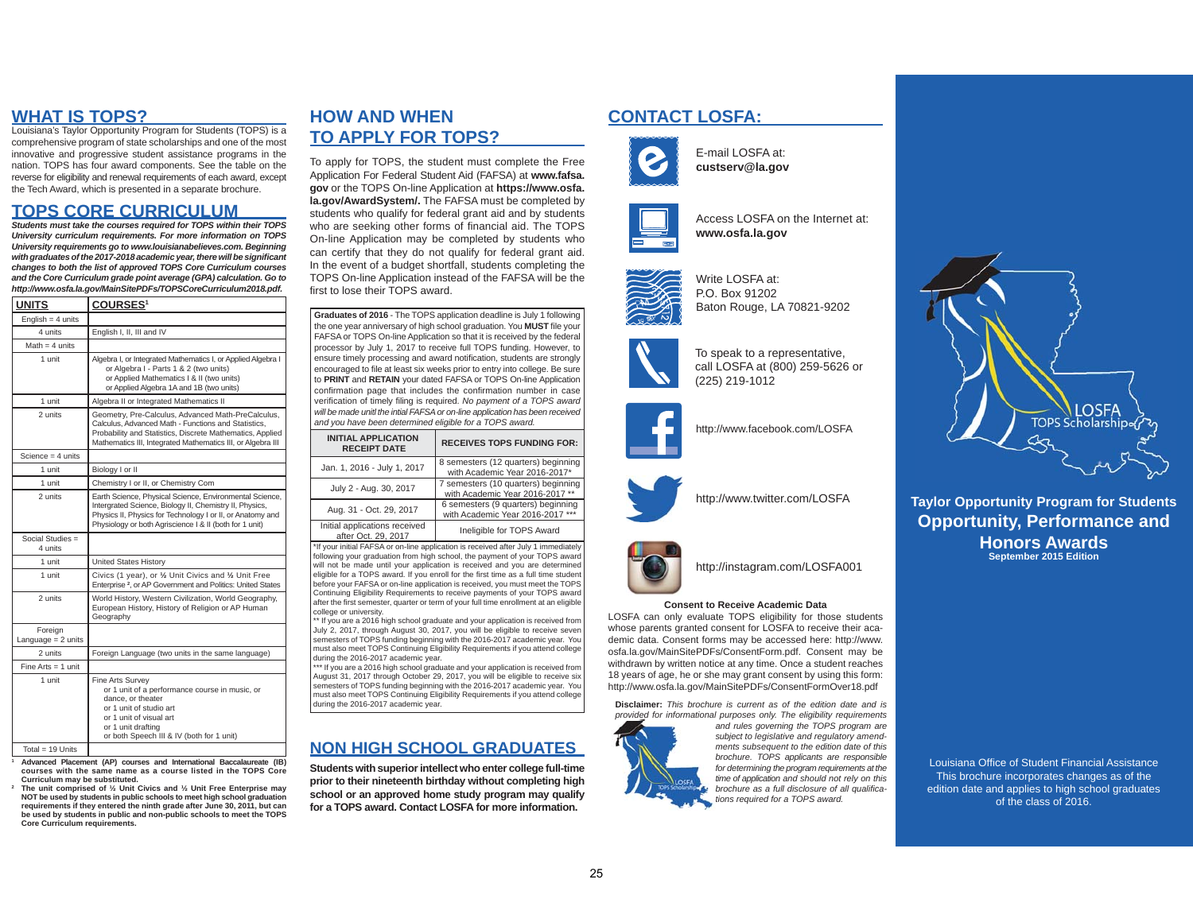## WHAT IS TOPS?

Louisiana's Taylor Opportunity Program for Students (TOPS) is a comprehensive program of state scholarships and one of the most innovative and progressive student assistance programs in the nation. TOPS has four award components. See the table on the reverse for eligibility and renewal requirements of each award, except the Tech Award, which is presented in a separate brochure.

## TOPS CORE CURRICULUM

***Students must take the courses required for TOPS within their TOPS University curriculum requirements. For more information on TOPS University requirements go to www.louisianabelieves.com. Beginning with graduates of the 2017-2018 academic year, there will be significant changes to both the list of approved TOPS Core Curriculum courses and the Core Curriculum grade point average (GPA) calculation. Go to http://www.osfa.la.gov/MainSitePDFs/TOPSCoreCurriculum2018.pdf.***

| UNITS | COURSES[1] |
|---|---|
| English = 4 units | |
| 4 units | English I, II, III and IV |
| Math = 4 units | |
| 1 unit | Algebra I, or Integrated Mathematics I, or Applied Algebra I or Algebra I - Parts 1 & 2 (two units) or Applied Mathematics I & II (two units) or Applied Algebra 1A and 1B (two units) |
| 1 unit | Algebra II or Integrated Mathematics II |
| 2 units | Geometry, Pre-Calculus, Advanced Math-PreCalculus, Calculus, Advanced Math - Functions and Statistics, Probability and Statistics, Discrete Mathematics, Applied Mathematics III, Integrated Mathematics III, or Algebra III |
| Science = 4 units | |
| 1 unit | Biology I or II |
| 1 unit | Chemistry I or II, or Chemistry Com |
| 2 units | Earth Science, Physical Science, Environmental Science, Intergrated Science, Biology II, Chemistry II, Physics, Physics II, Physics for Technology I or II, or Anatomy and Physiology or both Agriscience I & II (both for 1 unit) |
| Social Studies = 4 units | |
| 1 unit | United States History |
| 1 unit | Civics (1 year), or ½ Unit Civics and ½ Unit Free Enterprise [2], or AP Government and Politics: United States |
| 2 units | World History, Western Civilization, World Geography, European History, History of Religion or AP Human Geography |
| Foreign Language = 2 units | |
| 2 units | Foreign Language (two units in the same language) |
| Fine Arts = 1 unit | |
| 1 unit | Fine Arts Survey or 1 unit of a performance course in music, or dance, or theater or 1 unit of studio art or 1 unit of visual art or 1 unit drafting or both Speech III & IV (both for 1 unit) |
| Total = 19 Units | |

[1] **Advanced Placement (AP) courses and International Baccalaureate (IB) courses with the same name as a course listed in the TOPS Core Curriculum may be substituted.**

[2] **The unit comprised of ½ Unit Civics and ½ Unit Free Enterprise may NOT be used by students in public schools to meet high school graduation requirements if they entered the ninth grade after June 30, 2011, but can be used by students in public and non-public schools to meet the TOPS Core Curriculum requirements.**

## HOW AND WHEN TO APPLY FOR TOPS?

To apply for TOPS, the student must complete the Free Application For Federal Student Aid (FAFSA) at **www.fafsa.gov** or the TOPS On-line Application at **https://www.osfa.la.gov/AwardSystem/.** The FAFSA must be completed by students who qualify for federal grant aid and by students who are seeking other forms of financial aid. The TOPS On-line Application may be completed by students who can certify that they do not qualify for federal grant aid. In the event of a budget shortfall, students completing the TOPS On-line Application instead of the FAFSA will be the first to lose their TOPS award.

**Graduates of 2016** - The TOPS application deadline is July 1 following the one year anniversary of high school graduation. You **MUST** file your FAFSA or TOPS On-line Application so that it is received by the federal processor by July 1, 2017 to receive full TOPS funding. However, to ensure timely processing and award notification, students are strongly encouraged to file at least six weeks prior to entry into college. Be sure to **PRINT** and **RETAIN** your dated FAFSA or TOPS On-line Application confirmation page that includes the confirmation number in case verification of timely filing is required. *No payment of a TOPS award will be made until the intial FAFSA or on-line application has been received and you have been determined eligible for a TOPS award.*

| INITIAL APPLICATION RECEIPT DATE | RECEIVES TOPS FUNDING FOR: |
|---|---|
| Jan. 1, 2016 - July 1, 2017 | 8 semesters (12 quarters) beginning with Academic Year 2016-2017* |
| July 2 - Aug. 30, 2017 | 7 semesters (10 quarters) beginning with Academic Year 2016-2017 ** |
| Aug. 31 - Oct. 29, 2017 | 6 semesters (9 quarters) beginning with Academic Year 2016-2017 *** |
| Initial applications received after Oct. 29, 2017 | Ineligible for TOPS Award |

*If your initial FAFSA or on-line application is received after July 1 immediately following your graduation from high school, the payment of your TOPS award will not be made until your application is received and you are determined eligible for a TOPS award. If you enroll for the first time as a full time student before your FAFSA or on-line application is received, you must meet the TOPS Continuing Eligibility Requirements to receive payments of your TOPS award after the first semester, quarter or term of your full time enrollment at an eligible college or university.

** If you are a 2016 high school graduate and your application is received from July 2, 2017, through August 30, 2017, you will be eligible to receive seven semesters of TOPS funding beginning with the 2016-2017 academic year. You must also meet TOPS Continuing Eligibility Requirements if you attend college during the 2016-2017 academic year.

*** If you are a 2016 high school graduate and your application is received from August 31, 2017 through October 29, 2017, you will be eligible to receive six semesters of TOPS funding beginning with the 2016-2017 academic year. You must also meet TOPS Continuing Eligibility Requirements if you attend college during the 2016-2017 academic year.

## NON HIGH SCHOOL GRADUATES

**Students with superior intellect who enter college full-time prior to their nineteenth birthday without completing high school or an approved home study program may qualify for a TOPS award. Contact LOSFA for more information.**

## CONTACT LOSFA:

E-mail LOSFA at: **custserv@la.gov**

Access LOSFA on the Internet at: **www.osfa.la.gov**

Write LOSFA at:
P.O. Box 91202
Baton Rouge, LA 70821-9202

To speak to a representative, call LOSFA at (800) 259-5626 or (225) 219-1012

http://www.facebook.com/LOSFA

http://www.twitter.com/LOSFA

http://instagram.com/LOSFA001

**Consent to Receive Academic Data**

LOSFA can only evaluate TOPS eligibility for those students whose parents granted consent for LOSFA to receive their academic data. Consent forms may be accessed here: http://www.osfa.la.gov/MainSitePDFs/ConsentForm.pdf. Consent may be withdrawn by written notice at any time. Once a student reaches 18 years of age, he or she may grant consent by using this form: http://www.osfa.la.gov/MainSitePDFs/ConsentFormOver18.pdf

**Disclaimer:** *This brochure is current as of the edition date and is provided for informational purposes only. The eligibility requirements and rules governing the TOPS program are subject to legislative and regulatory amendments subsequent to the edition date of this brochure. TOPS applicants are responsible for determining the program requirements at the time of application and should not rely on this brochure as a full disclosure of all qualifications required for a TOPS award.*

LOSFA TOPS Scholarship

**Taylor Opportunity Program for Students**

# Opportunity, Performance and Honors Awards

**September 2015 Edition**

Louisiana Office of Student Financial Assistance
This brochure incorporates changes as of the edition date and applies to high school graduates of the class of 2016.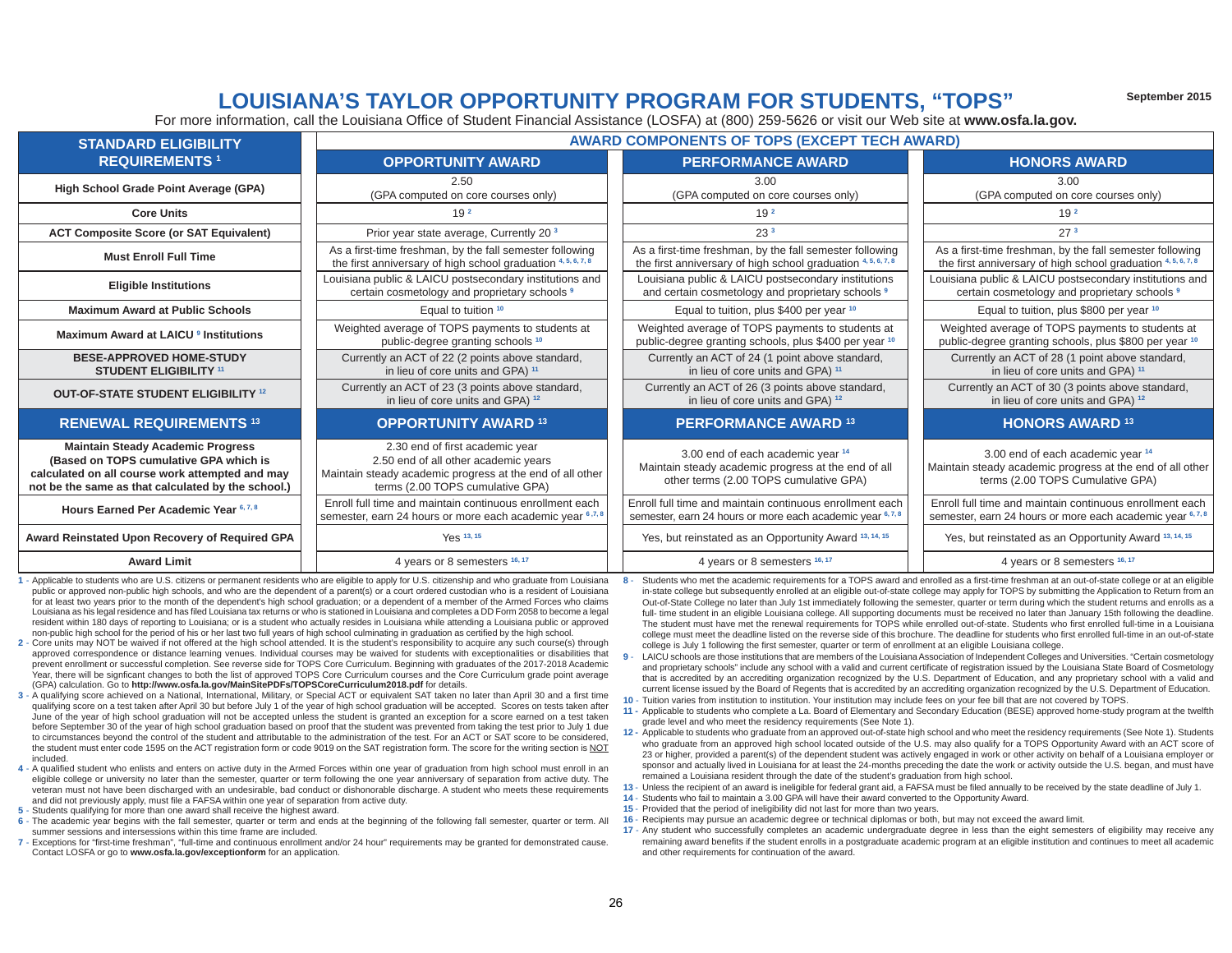# LOUISIANA'S TAYLOR OPPORTUNITY PROGRAM FOR STUDENTS, "TOPS"

September 2015

For more information, call the Louisiana Office of Student Financial Assistance (LOSFA) at (800) 259-5626 or visit our Web site at **www.osfa.la.gov.**

| STANDARD ELIGIBILITY REQUIREMENTS [1] | AWARD COMPONENTS OF TOPS (EXCEPT TECH AWARD) | | |
|---|---|---|---|
| | **OPPORTUNITY AWARD** | **PERFORMANCE AWARD** | **HONORS AWARD** |
| **High School Grade Point Average (GPA)** | 2.50 (GPA computed on core courses only) | 3.00 (GPA computed on core courses only) | 3.00 (GPA computed on core courses only) |
| **Core Units** | 19 [2] | 19 [2] | 19 [2] |
| **ACT Composite Score (or SAT Equivalent)** | Prior year state average, Currently 20 [3] | 23 [3] | 27 [3] |
| **Must Enroll Full Time** | As a first-time freshman, by the fall semester following the first anniversary of high school graduation [4, 5, 6, 7, 8] | As a first-time freshman, by the fall semester following the first anniversary of high school graduation [4, 5, 6, 7, 8] | As a first-time freshman, by the fall semester following the first anniversary of high school graduation [4, 5, 6, 7, 8] |
| **Eligible Institutions** | Louisiana public & LAICU postsecondary institutions and certain cosmetology and proprietary schools [9] | Louisiana public & LAICU postsecondary institutions and certain cosmetology and proprietary schools [9] | Louisiana public & LAICU postsecondary institutions and certain cosmetology and proprietary schools [9] |
| **Maximum Award at Public Schools** | Equal to tuition [10] | Equal to tuition, plus $400 per year [10] | Equal to tuition, plus $800 per year [10] |
| **Maximum Award at LAICU [9] Institutions** | Weighted average of TOPS payments to students at public-degree granting schools [10] | Weighted average of TOPS payments to students at public-degree granting schools, plus $400 per year [10] | Weighted average of TOPS payments to students at public-degree granting schools, plus $800 per year [10] |
| **BESE-APPROVED HOME-STUDY STUDENT ELIGIBILITY [11]** | Currently an ACT of 22 (2 points above standard, in lieu of core units and GPA) [11] | Currently an ACT of 24 (1 point above standard, in lieu of core units and GPA) [11] | Currently an ACT of 28 (1 point above standard, in lieu of core units and GPA) [11] |
| **OUT-OF-STATE STUDENT ELIGIBILITY [12]** | Currently an ACT of 23 (3 points above standard, in lieu of core units and GPA) [12] | Currently an ACT of 26 (3 points above standard, in lieu of core units and GPA) [12] | Currently an ACT of 30 (3 points above standard, in lieu of core units and GPA) [12] |
| **RENEWAL REQUIREMENTS [13]** | **OPPORTUNITY AWARD [13]** | **PERFORMANCE AWARD [13]** | **HONORS AWARD [13]** |
| **Maintain Steady Academic Progress (Based on TOPS cumulative GPA which is calculated on all course work attempted and may not be the same as that calculated by the school.)** | 2.30 end of first academic year; 2.50 end of all other academic years; Maintain steady academic progress at the end of all other terms (2.00 TOPS cumulative GPA) | 3.00 end of each academic year [14]; Maintain steady academic progress at the end of all other terms (2.00 TOPS cumulative GPA) | 3.00 end of each academic year [14]; Maintain steady academic progress at the end of all other terms (2.00 TOPS Cumulative GPA) |
| **Hours Earned Per Academic Year [6, 7, 8]** | Enroll full time and maintain continuous enrollment each semester, earn 24 hours or more each academic year [6, 7, 8] | Enroll full time and maintain continuous enrollment each semester, earn 24 hours or more each academic year [6, 7, 8] | Enroll full time and maintain continuous enrollment each semester, earn 24 hours or more each academic year [6, 7, 8] |
| **Award Reinstated Upon Recovery of Required GPA** | Yes [13, 15] | Yes, but reinstated as an Opportunity Award [13, 14, 15] | Yes, but reinstated as an Opportunity Award [13, 14, 15] |
| **Award Limit** | 4 years or 8 semesters [16, 17] | 4 years or 8 semesters [16, 17] | 4 years or 8 semesters [16, 17] |

1 - Applicable to students who are U.S. citizens or permanent residents who are eligible to apply for U.S. citizenship and who graduate from Louisiana public or approved non-public high schools, and who are the dependent of a parent(s) or a court ordered custodian who is a resident of Louisiana for at least two years prior to the month of the dependent's high school graduation; or a dependent of a member of the Armed Forces who claims Louisiana as his legal residence and has filed Louisiana tax returns or who is stationed in Louisiana and completes a DD Form 2058 to become a legal resident within 180 days of reporting to Louisiana; or is a student who actually resides in Louisiana while attending a Louisiana public or approved non-public high school for the period of his or her last two full years of high school culminating in graduation as certified by the high school.

2 - Core units may NOT be waived if not offered at the high school attended. It is the student's responsibility to acquire any such course(s) through approved correspondence or distance learning venues. Individual courses may be waived for students with exceptionalities or disabilities that prevent enrollment or successful completion. See reverse side for TOPS Core Curriculum. Beginning with graduates of the 2017-2018 Academic Year, there will be signficant changes to both the list of approved TOPS Core Curriculum courses and the Core Curriculum grade point average (GPA) calculation. Go to **http://www.osfa.la.gov/MainSitePDFs/TOPSCoreCurriculum2018.pdf** for details.

3 - A qualifying score achieved on a National, International, Military, or Special ACT or equivalent SAT taken no later than April 30 and a first time qualifying score on a test taken after April 30 but before July 1 of the year of high school graduation will be accepted. Scores on tests taken after June of the year of high school graduation will not be accepted unless the student is granted an exception for a score earned on a test taken before September 30 of the year of high school graduation based on proof that the student was prevented from taking the test prior to July 1 due to circumstances beyond the control of the student and attributable to the administration of the test. For an ACT or SAT score to be considered, the student must enter code 1595 on the ACT registration form or code 9019 on the SAT registration form. The score for the writing section is NOT included.

4 - A qualified student who enlists and enters on active duty in the Armed Forces within one year of graduation from high school must enroll in an eligible college or university no later than the semester, quarter or term following the one year anniversary of separation from active duty. The veteran must not have been discharged with an undesirable, bad conduct or dishonorable discharge. A student who meets these requirements and did not previously apply, must file a FAFSA within one year of separation from active duty.

5 - Students qualifying for more than one award shall receive the highest award.

6 - The academic year begins with the fall semester, quarter or term and ends at the beginning of the following fall semester, quarter or term. All summer sessions and intersessions within this time frame are included.

7 - Exceptions for "first-time freshman", "full-time and continuous enrollment and/or 24 hour" requirements may be granted for demonstrated cause. Contact LOSFA or go to **www.osfa.la.gov/exceptionform** for an application.

8 - Students who met the academic requirements for a TOPS award and enrolled as a first-time freshman at an out-of-state college or at an eligible in-state college but subsequently enrolled at an eligible out-of-state college may apply for TOPS by submitting the Application to Return from an Out-of-State College no later than July 1st immediately following the semester, quarter or term during which the student returns and enrolls as a full- time student in an eligible Louisiana college. All supporting documents must be received no later than January 15th following the deadline. The student must have met the renewal requirements for TOPS while enrolled out-of-state. Students who first enrolled full-time in a Louisiana college must meet the deadline listed on the reverse side of this brochure. The deadline for students who first enrolled full-time in an out-of-state college is July 1 following the first semester, quarter or term of enrollment at an eligible Louisiana college.

9 - LAICU schools are those institutions that are members of the Louisiana Association of Independent Colleges and Universities. "Certain cosmetology and proprietary schools" include any school with a valid and current certificate of registration issued by the Louisiana State Board of Cosmetology that is accredited by an accrediting organization recognized by the U.S. Department of Education, and any proprietary school with a valid and current license issued by the Board of Regents that is accredited by an accrediting organization recognized by the U.S. Department of Education.

10 - Tuition varies from institution to institution. Your institution may include fees on your fee bill that are not covered by TOPS.

11 - Applicable to students who complete a La. Board of Elementary and Secondary Education (BESE) approved home-study program at the twelfth grade level and who meet the residency requirements (See Note 1).

12 - Applicable to students who graduate from an approved out-of-state high school and who meet the residency requirements (See Note 1). Students who graduate from an approved high school located outside of the U.S. may also qualify for a TOPS Opportunity Award with an ACT score of 23 or higher, provided a parent(s) of the dependent student was actively engaged in work or other activity on behalf of a Louisiana employer or sponsor and actually lived in Louisiana for at least the 24-months preceding the date the work or activity outside the U.S. began, and must have remained a Louisiana resident through the date of the student's graduation from high school.

13 - Unless the recipient of an award is ineligible for federal grant aid, a FAFSA must be filed annually to be received by the state deadline of July 1.

14 - Students who fail to maintain a 3.00 GPA will have their award converted to the Opportunity Award.

15 - Provided that the period of ineligibility did not last for more than two years.

16 - Recipients may pursue an academic degree or technical diplomas or both, but may not exceed the award limit.

17 - Any student who successfully completes an academic undergraduate degree in less than the eight semesters of eligibility may receive any remaining award benefits if the student enrolls in a postgraduate academic program at an eligible institution and continues to meet all academic and other requirements for continuation of the award.